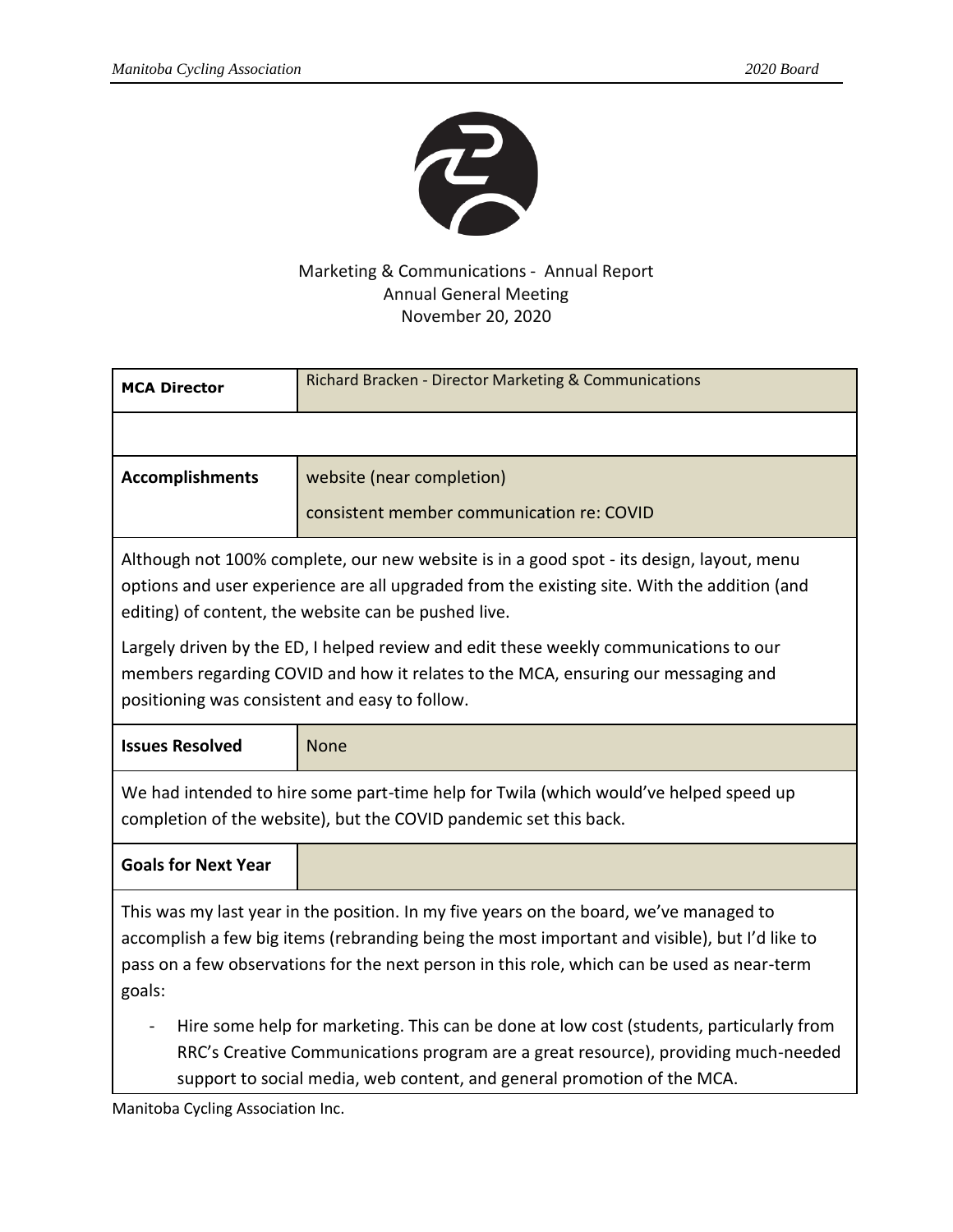Marketing & Communications - Annual Report
Annual General Meeting
November 20, 2020

| **MCA Director** | Richard Bracken - Director Marketing & Communications |
|---|---|
| | |
| **Accomplishments** | website (near completion)<br>consistent member communication re: COVID |

Although not 100% complete, our new website is in a good spot - its design, layout, menu options and user experience are all upgraded from the existing site. With the addition (and editing) of content, the website can be pushed live.

Largely driven by the ED, I helped review and edit these weekly communications to our members regarding COVID and how it relates to the MCA, ensuring our messaging and positioning was consistent and easy to follow.

| **Issues Resolved** | None |
|---|---|

We had intended to hire some part-time help for Twila (which would've helped speed up completion of the website), but the COVID pandemic set this back.

| **Goals for Next Year** | |
|---|---|

This was my last year in the position. In my five years on the board, we've managed to accomplish a few big items (rebranding being the most important and visible), but I'd like to pass on a few observations for the next person in this role, which can be used as near-term goals:

- Hire some help for marketing. This can be done at low cost (students, particularly from RRC's Creative Communications program are a great resource), providing much-needed support to social media, web content, and general promotion of the MCA.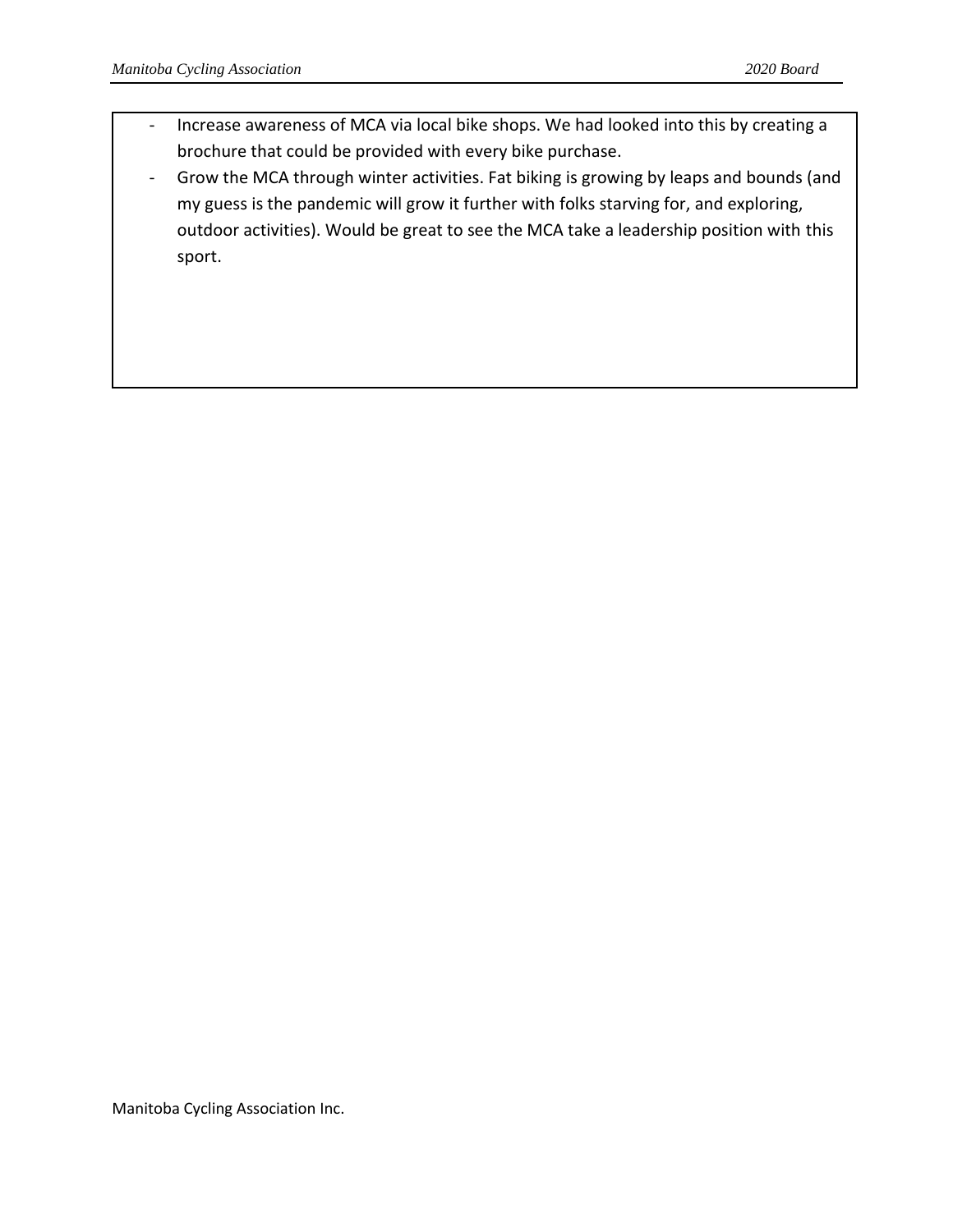- Increase awareness of MCA via local bike shops. We had looked into this by creating a brochure that could be provided with every bike purchase.
- Grow the MCA through winter activities. Fat biking is growing by leaps and bounds (and my guess is the pandemic will grow it further with folks starving for, and exploring, outdoor activities). Would be great to see the MCA take a leadership position with this sport.